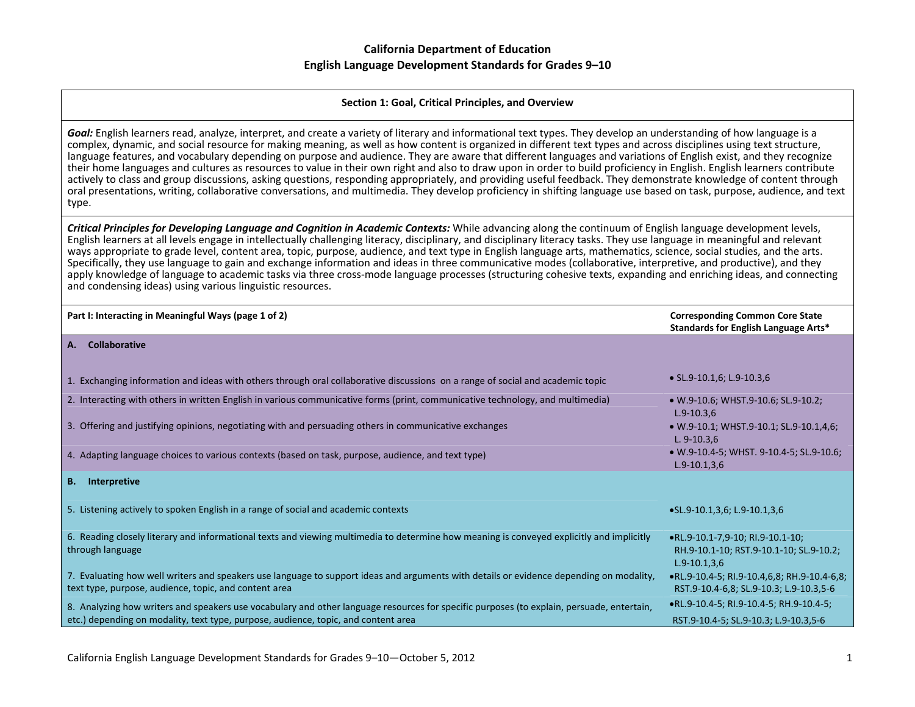# California Department of Education
## English Language Development Standards for Grades 9–10

### Section 1: Goal, Critical Principles, and Overview

***Goal:*** English learners read, analyze, interpret, and create a variety of literary and informational text types. They develop an understanding of how language is a complex, dynamic, and social resource for making meaning, as well as how content is organized in different text types and across disciplines using text structure, language features, and vocabulary depending on purpose and audience. They are aware that different languages and variations of English exist, and they recognize their home languages and cultures as resources to value in their own right and also to draw upon in order to build proficiency in English. English learners contribute actively to class and group discussions, asking questions, responding appropriately, and providing useful feedback. They demonstrate knowledge of content through oral presentations, writing, collaborative conversations, and multimedia. They develop proficiency in shifting language use based on task, purpose, audience, and text type.

***Critical Principles for Developing Language and Cognition in Academic Contexts:*** While advancing along the continuum of English language development levels, English learners at all levels engage in intellectually challenging literacy, disciplinary, and disciplinary literacy tasks. They use language in meaningful and relevant ways appropriate to grade level, content area, topic, purpose, audience, and text type in English language arts, mathematics, science, social studies, and the arts. Specifically, they use language to gain and exchange information and ideas in three communicative modes (collaborative, interpretive, and productive), and they apply knowledge of language to academic tasks via three cross-mode language processes (structuring cohesive texts, expanding and enriching ideas, and connecting and condensing ideas) using various linguistic resources.

| Part I: Interacting in Meaningful Ways (page 1 of 2) | Corresponding Common Core State Standards for English Language Arts* |
|---|---|
| **A. Collaborative** | |
| 1. Exchanging information and ideas with others through oral collaborative discussions on a range of social and academic topic | • SL.9-10.1,6; L.9-10.3,6 |
| 2. Interacting with others in written English in various communicative forms (print, communicative technology, and multimedia) | • W.9-10.6; WHST.9-10.6; SL.9-10.2; L.9-10.3,6 |
| 3. Offering and justifying opinions, negotiating with and persuading others in communicative exchanges | • W.9-10.1; WHST.9-10.1; SL.9-10.1,4,6; L. 9-10.3,6 |
| 4. Adapting language choices to various contexts (based on task, purpose, audience, and text type) | • W.9-10.4-5; WHST. 9-10.4-5; SL.9-10.6; L.9-10.1,3,6 |
| **B. Interpretive** | |
| 5. Listening actively to spoken English in a range of social and academic contexts | •SL.9-10.1,3,6; L.9-10.1,3,6 |
| 6. Reading closely literary and informational texts and viewing multimedia to determine how meaning is conveyed explicitly and implicitly through language | •RL.9-10.1-7,9-10; RI.9-10.1-10; RH.9-10.1-10; RST.9-10.1-10; SL.9-10.2; L.9-10.1,3,6 |
| 7. Evaluating how well writers and speakers use language to support ideas and arguments with details or evidence depending on modality, text type, purpose, audience, topic, and content area | •RL.9-10.4-5; RI.9-10.4,6,8; RH.9-10.4-6,8; RST.9-10.4-6,8; SL.9-10.3; L.9-10.3,5-6 |
| 8. Analyzing how writers and speakers use vocabulary and other language resources for specific purposes (to explain, persuade, entertain, etc.) depending on modality, text type, purpose, audience, topic, and content area | •RL.9-10.4-5; RI.9-10.4-5; RH.9-10.4-5; RST.9-10.4-5; SL.9-10.3; L.9-10.3,5-6 |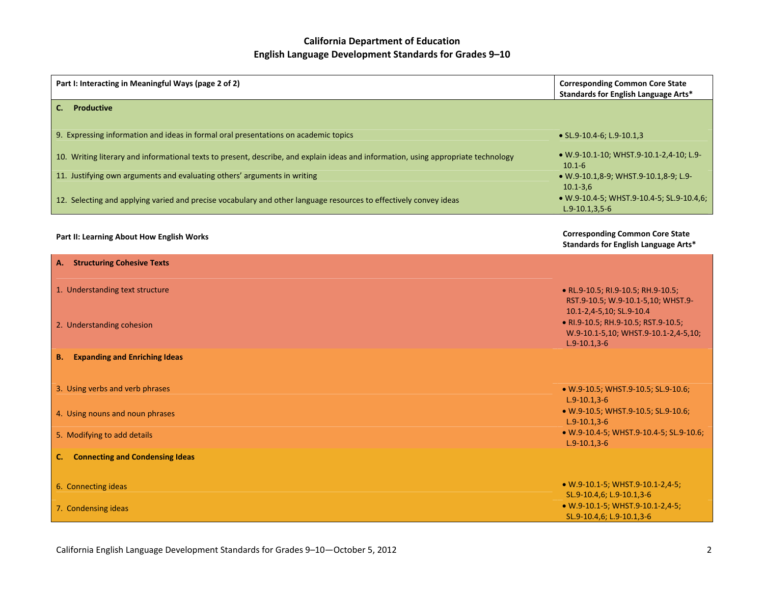# California Department of Education
## English Language Development Standards for Grades 9–10

| Part I: Interacting in Meaningful Ways (page 2 of 2) | Corresponding Common Core State Standards for English Language Arts* |
|---|---|
| **C. Productive** | |
| 9. Expressing information and ideas in formal oral presentations on academic topics | • SL.9-10.4-6; L.9-10.1,3 |
| 10. Writing literary and informational texts to present, describe, and explain ideas and information, using appropriate technology | • W.9-10.1-10; WHST.9-10.1-2,4-10; L.9-10.1-6 |
| 11. Justifying own arguments and evaluating others' arguments in writing | • W.9-10.1,8-9; WHST.9-10.1,8-9; L.9-10.1-3,6 |
| 12. Selecting and applying varied and precise vocabulary and other language resources to effectively convey ideas | • W.9-10.4-5; WHST.9-10.4-5; SL.9-10.4,6; L.9-10.1,3,5-6 |

| Part II: Learning About How English Works | Corresponding Common Core State Standards for English Language Arts* |
|---|---|
| **A. Structuring Cohesive Texts** | |
| 1. Understanding text structure | • RL.9-10.5; RI.9-10.5; RH.9-10.5; RST.9-10.5; W.9-10.1-5,10; WHST.9-10.1-2,4-5,10; SL.9-10.4 |
| 2. Understanding cohesion | • RI.9-10.5; RH.9-10.5; RST.9-10.5; W.9-10.1-5,10; WHST.9-10.1-2,4-5,10; L.9-10.1,3-6 |
| **B. Expanding and Enriching Ideas** | |
| 3. Using verbs and verb phrases | • W.9-10.5; WHST.9-10.5; SL.9-10.6; L.9-10.1,3-6 |
| 4. Using nouns and noun phrases | • W.9-10.5; WHST.9-10.5; SL.9-10.6; L.9-10.1,3-6 |
| 5. Modifying to add details | • W.9-10.4-5; WHST.9-10.4-5; SL.9-10.6; L.9-10.1,3-6 |
| **C. Connecting and Condensing Ideas** | |
| 6. Connecting ideas | • W.9-10.1-5; WHST.9-10.1-2,4-5; SL.9-10.4,6; L.9-10.1,3-6 |
| 7. Condensing ideas | • W.9-10.1-5; WHST.9-10.1-2,4-5; SL.9-10.4,6; L.9-10.1,3-6 |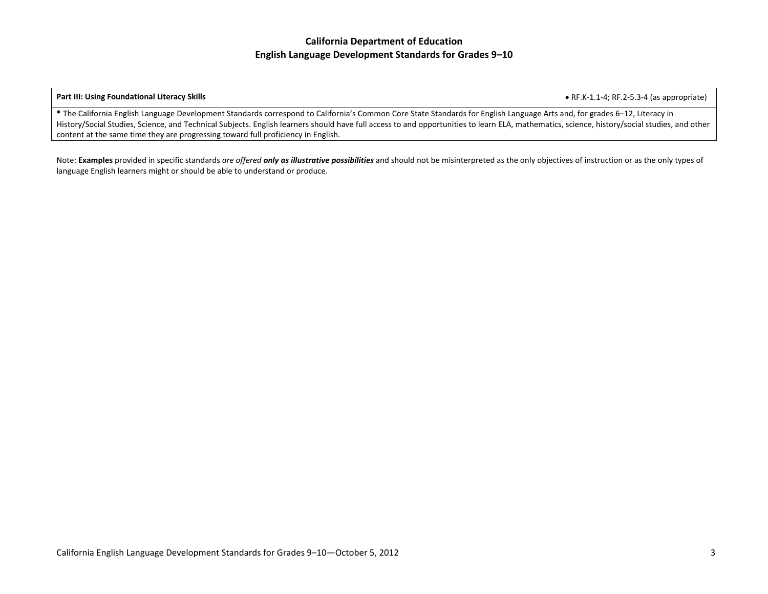| **Part III: Using Foundational Literacy Skills** | • RF.K-1.1-4; RF.2-5.3-4 (as appropriate) |
|---|---|
| **\*** The California English Language Development Standards correspond to California's Common Core State Standards for English Language Arts and, for grades 6–12, Literacy in History/Social Studies, Science, and Technical Subjects. English learners should have full access to and opportunities to learn ELA, mathematics, science, history/social studies, and other content at the same time they are progressing toward full proficiency in English. | |

Note: **Examples** provided in specific standards *are offered* ***only as illustrative possibilities*** and should not be misinterpreted as the only objectives of instruction or as the only types of language English learners might or should be able to understand or produce.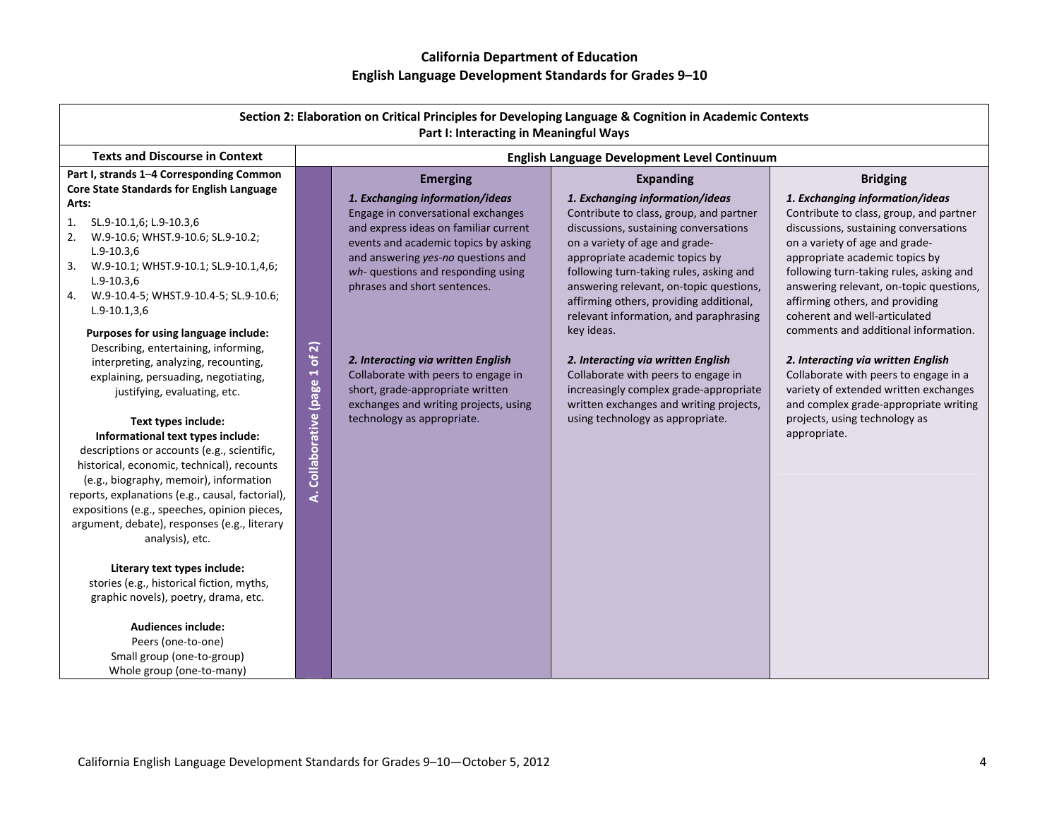# California Department of Education
## English Language Development Standards for Grades 9–10

| Section 2: Elaboration on Critical Principles for Developing Language & Cognition in Academic Contexts<br>Part I: Interacting in Meaningful Ways | | | | |
|---|---|---|---|---|
| **Texts and Discourse in Context** | **English Language Development Level Continuum** | | | |
| **Part I, strands 1–4 Corresponding Common Core State Standards for English Language Arts:**<br>1. SL.9-10.1,6; L.9-10.3,6<br>2. W.9-10.6; WHST.9-10.6; SL.9-10.2; L.9-10.3,6<br>3. W.9-10.1; WHST.9-10.1; SL.9-10.1,4,6; L.9-10.3,6<br>4. W.9-10.4-5; WHST.9-10.4-5; SL.9-10.6; L.9-10.1,3,6<br><br>**Purposes for using language include:**<br>Describing, entertaining, informing, interpreting, analyzing, recounting, explaining, persuading, negotiating, justifying, evaluating, etc.<br><br>**Text types include:**<br>**Informational text types include:**<br>descriptions or accounts (e.g., scientific, historical, economic, technical), recounts (e.g., biography, memoir), information reports, explanations (e.g., causal, factorial), expositions (e.g., speeches, opinion pieces, argument, debate), responses (e.g., literary analysis), etc.<br><br>**Literary text types include:**<br>stories (e.g., historical fiction, myths, graphic novels), poetry, drama, etc.<br><br>**Audiences include:**<br>Peers (one-to-one)<br>Small group (one-to-group)<br>Whole group (one-to-many) | **A. Collaborative (page 1 of 2)** | **Emerging**<br><br>***1. Exchanging information/ideas***<br>Engage in conversational exchanges and express ideas on familiar current events and academic topics by asking and answering *yes-no* questions and *wh-* questions and responding using phrases and short sentences.<br><br>***2. Interacting via written English***<br>Collaborate with peers to engage in short, grade-appropriate written exchanges and writing projects, using technology as appropriate. | **Expanding**<br><br>***1. Exchanging information/ideas***<br>Contribute to class, group, and partner discussions, sustaining conversations on a variety of age and grade-appropriate academic topics by following turn-taking rules, asking and answering relevant, on-topic questions, affirming others, providing additional, relevant information, and paraphrasing key ideas.<br><br>***2. Interacting via written English***<br>Collaborate with peers to engage in increasingly complex grade-appropriate written exchanges and writing projects, using technology as appropriate. | **Bridging**<br><br>***1. Exchanging information/ideas***<br>Contribute to class, group, and partner discussions, sustaining conversations on a variety of age and grade-appropriate academic topics by following turn-taking rules, asking and answering relevant, on-topic questions, affirming others, and providing coherent and well-articulated comments and additional information.<br><br>***2. Interacting via written English***<br>Collaborate with peers to engage in a variety of extended written exchanges and complex grade-appropriate writing projects, using technology as appropriate. |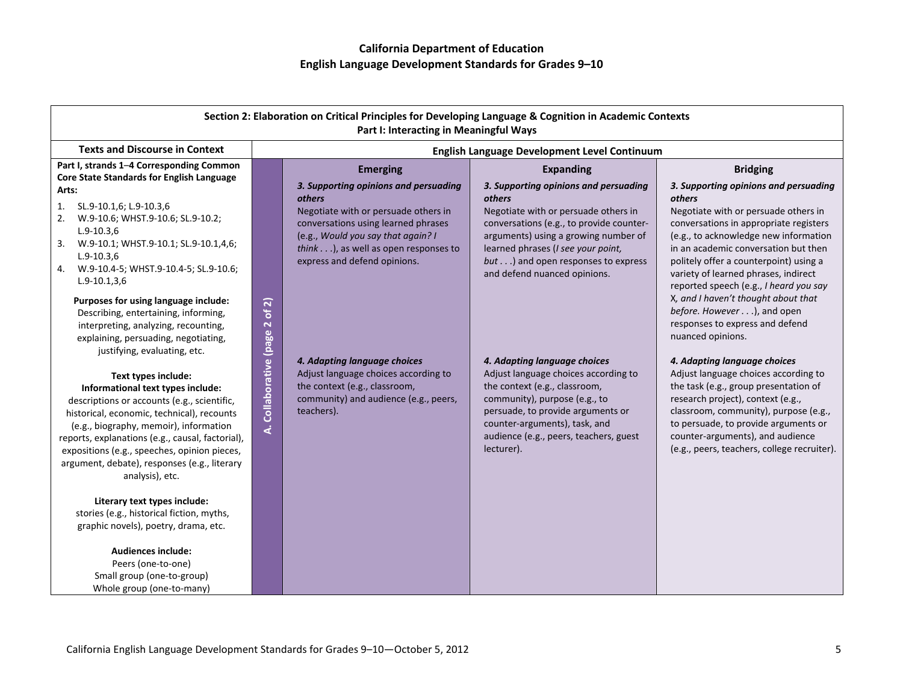# California Department of Education
## English Language Development Standards for Grades 9–10

| Section 2: Elaboration on Critical Principles for Developing Language & Cognition in Academic Contexts<br>Part I: Interacting in Meaningful Ways | | | | |
|---|---|---|---|---|
| **Texts and Discourse in Context** | **English Language Development Level Continuum** | | | |
| **Part I, strands 1–4 Corresponding Common Core State Standards for English Language Arts:**<br>1. SL.9-10.1,6; L.9-10.3,6<br>2. W.9-10.6; WHST.9-10.6; SL.9-10.2; L.9-10.3,6<br>3. W.9-10.1; WHST.9-10.1; SL.9-10.1,4,6; L.9-10.3,6<br>4. W.9-10.4-5; WHST.9-10.4-5; SL.9-10.6; L.9-10.1,3,6<br><br>**Purposes for using language include:**<br>Describing, entertaining, informing, interpreting, analyzing, recounting, explaining, persuading, negotiating, justifying, evaluating, etc.<br><br>**Text types include:**<br>**Informational text types include:**<br>descriptions or accounts (e.g., scientific, historical, economic, technical), recounts (e.g., biography, memoir), information reports, explanations (e.g., causal, factorial), expositions (e.g., speeches, opinion pieces, argument, debate), responses (e.g., literary analysis), etc.<br><br>**Literary text types include:**<br>stories (e.g., historical fiction, myths, graphic novels), poetry, drama, etc.<br><br>**Audiences include:**<br>Peers (one-to-one)<br>Small group (one-to-group)<br>Whole group (one-to-many) | **A. Collaborative (page 2 of 2)** | **Emerging**<br><br>***3. Supporting opinions and persuading others***<br>Negotiate with or persuade others in conversations using learned phrases (e.g., *Would you say that again? I think . . .*), as well as open responses to express and defend opinions.<br><br>***4. Adapting language choices***<br>Adjust language choices according to the context (e.g., classroom, community) and audience (e.g., peers, teachers). | **Expanding**<br><br>***3. Supporting opinions and persuading others***<br>Negotiate with or persuade others in conversations (e.g., to provide counter-arguments) using a growing number of learned phrases (*I see your point, but . . .*) and open responses to express and defend nuanced opinions.<br><br>***4. Adapting language choices***<br>Adjust language choices according to the context (e.g., classroom, community), purpose (e.g., to persuade, to provide arguments or counter-arguments), task, and audience (e.g., peers, teachers, guest lecturer). | **Bridging**<br><br>***3. Supporting opinions and persuading others***<br>Negotiate with or persuade others in conversations in appropriate registers (e.g., to acknowledge new information in an academic conversation but then politely offer a counterpoint) using a variety of learned phrases, indirect reported speech (e.g., *I heard you say* X*, and I haven't thought about that before. However . . .*), and open responses to express and defend nuanced opinions.<br><br>***4. Adapting language choices***<br>Adjust language choices according to the task (e.g., group presentation of research project), context (e.g., classroom, community), purpose (e.g., to persuade, to provide arguments or counter-arguments), and audience (e.g., peers, teachers, college recruiter). |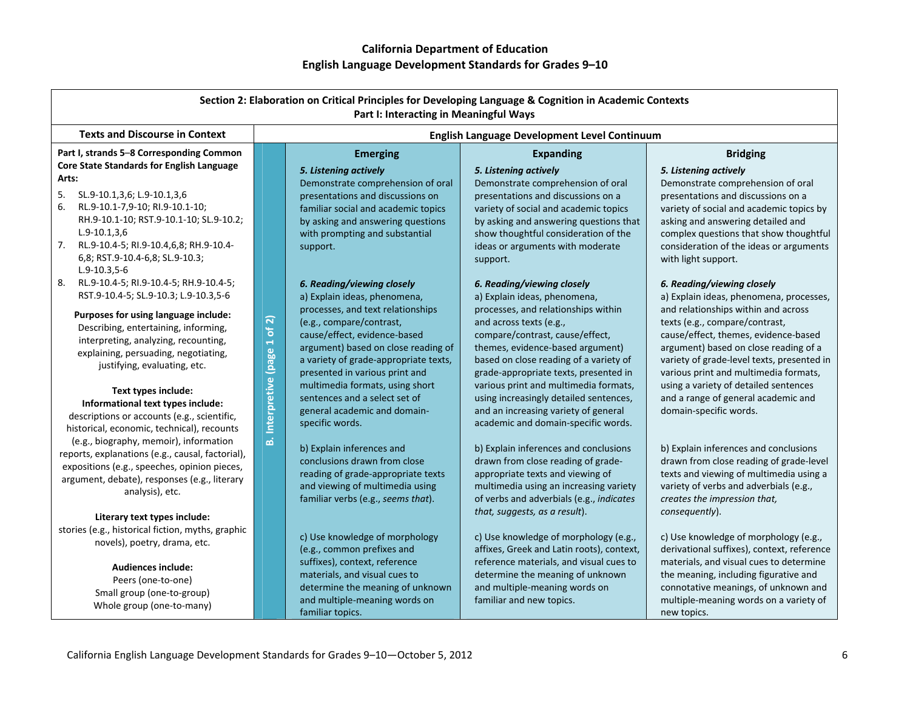**California Department of Education**
**English Language Development Standards for Grades 9–10**

**Section 2: Elaboration on Critical Principles for Developing Language & Cognition in Academic Contexts**
**Part I: Interacting in Meaningful Ways**

| Texts and Discourse in Context | | English Language Development Level Continuum | | |
|---|---|---|---|---|
| | | **Emerging** | **Expanding** | **Bridging** |
| **Part I, strands 5–8 Corresponding Common Core State Standards for English Language Arts:**<br>5. SL.9-10.1,3,6; L.9-10.1,3,6<br>6. RL.9-10.1-7,9-10; RI.9-10.1-10; RH.9-10.1-10; RST.9-10.1-10; SL.9-10.2; L.9-10.1,3,6<br>7. RL.9-10.4-5; RI.9-10.4,6,8; RH.9-10.4-6,8; RST.9-10.4-6,8; SL.9-10.3; L.9-10.3,5-6<br>8. RL.9-10.4-5; RI.9-10.4-5; RH.9-10.4-5; RST.9-10.4-5; SL.9-10.3; L.9-10.3,5-6<br><br>**Purposes for using language include:**<br>Describing, entertaining, informing, interpreting, analyzing, recounting, explaining, persuading, negotiating, justifying, evaluating, etc.<br><br>**Text types include:**<br>**Informational text types include:**<br>descriptions or accounts (e.g., scientific, historical, economic, technical), recounts (e.g., biography, memoir), information reports, explanations (e.g., causal, factorial), expositions (e.g., speeches, opinion pieces, argument, debate), responses (e.g., literary analysis), etc.<br><br>**Literary text types include:**<br>stories (e.g., historical fiction, myths, graphic novels), poetry, drama, etc.<br><br>**Audiences include:**<br>Peers (one-to-one)<br>Small group (one-to-group)<br>Whole group (one-to-many) | **B. Interpretive (page 1 of 2)** | ***5. Listening actively***<br>Demonstrate comprehension of oral presentations and discussions on familiar social and academic topics by asking and answering questions with prompting and substantial support. | ***5. Listening actively***<br>Demonstrate comprehension of oral presentations and discussions on a variety of social and academic topics by asking and answering questions that show thoughtful consideration of the ideas or arguments with moderate support. | ***5. Listening actively***<br>Demonstrate comprehension of oral presentations and discussions on a variety of social and academic topics by asking and answering detailed and complex questions that show thoughtful consideration of the ideas or arguments with light support. |
| | | ***6. Reading/viewing closely***<br>a) Explain ideas, phenomena, processes, and text relationships (e.g., compare/contrast, cause/effect, evidence-based argument) based on close reading of a variety of grade-appropriate texts, presented in various print and multimedia formats, using short sentences and a select set of general academic and domain-specific words. | ***6. Reading/viewing closely***<br>a) Explain ideas, phenomena, processes, and relationships within and across texts (e.g., compare/contrast, cause/effect, themes, evidence-based argument) based on close reading of a variety of grade-appropriate texts, presented in various print and multimedia formats, using increasingly detailed sentences, and an increasing variety of general academic and domain-specific words. | ***6. Reading/viewing closely***<br>a) Explain ideas, phenomena, processes, and relationships within and across texts (e.g., compare/contrast, cause/effect, themes, evidence-based argument) based on close reading of a variety of grade-level texts, presented in various print and multimedia formats, using a variety of detailed sentences and a range of general academic and domain-specific words. |
| | | b) Explain inferences and conclusions drawn from close reading of grade-appropriate texts and viewing of multimedia using familiar verbs (e.g., *seems that*). | b) Explain inferences and conclusions drawn from close reading of grade-appropriate texts and viewing of multimedia using an increasing variety of verbs and adverbials (e.g., *indicates that, suggests, as a result*). | b) Explain inferences and conclusions drawn from close reading of grade-level texts and viewing of multimedia using a variety of verbs and adverbials (e.g., *creates the impression that, consequently*). |
| | | c) Use knowledge of morphology (e.g., common prefixes and suffixes), context, reference materials, and visual cues to determine the meaning of unknown and multiple-meaning words on familiar topics. | c) Use knowledge of morphology (e.g., affixes, Greek and Latin roots), context, reference materials, and visual cues to determine the meaning of unknown and multiple-meaning words on familiar and new topics. | c) Use knowledge of morphology (e.g., derivational suffixes), context, reference materials, and visual cues to determine the meaning, including figurative and connotative meanings, of unknown and multiple-meaning words on a variety of new topics. |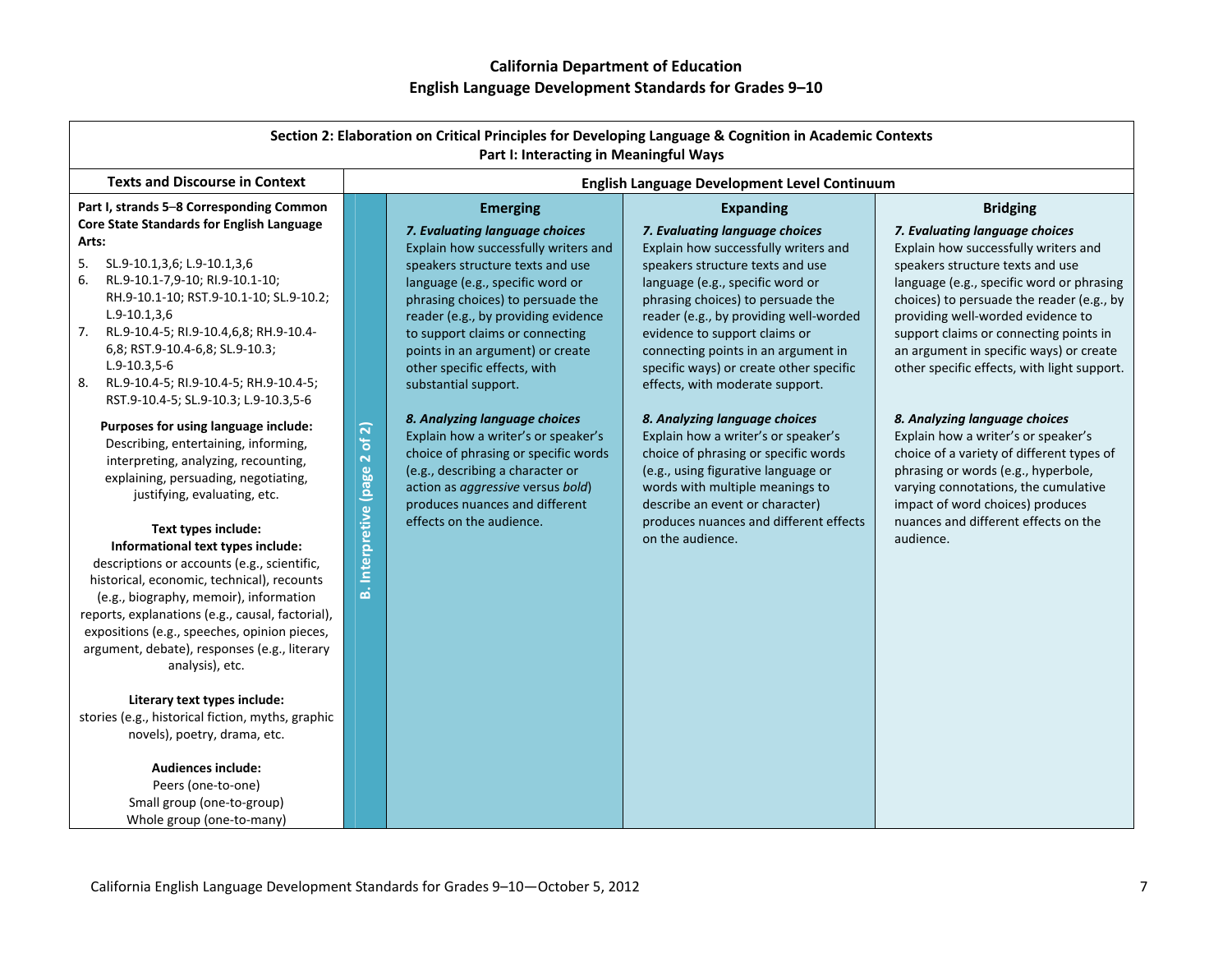### California Department of Education
### English Language Development Standards for Grades 9–10

| **Section 2: Elaboration on Critical Principles for Developing Language & Cognition in Academic Contexts**<br>**Part I: Interacting in Meaningful Ways** | | | | |
|---|---|---|---|---|
| **Texts and Discourse in Context** | **English Language Development Level Continuum** | | | |
| | | **Emerging** | **Expanding** | **Bridging** |
| **Part I, strands 5–8 Corresponding Common Core State Standards for English Language Arts:**<br>5. SL.9-10.1,3,6; L.9-10.1,3,6<br>6. RL.9-10.1-7,9-10; RI.9-10.1-10; RH.9-10.1-10; RST.9-10.1-10; SL.9-10.2; L.9-10.1,3,6<br>7. RL.9-10.4-5; RI.9-10.4,6,8; RH.9-10.4-6,8; RST.9-10.4-6,8; SL.9-10.3; L.9-10.3,5-6<br>8. RL.9-10.4-5; RI.9-10.4-5; RH.9-10.4-5; RST.9-10.4-5; SL.9-10.3; L.9-10.3,5-6<br><br>**Purposes for using language include:** Describing, entertaining, informing, interpreting, analyzing, recounting, explaining, persuading, negotiating, justifying, evaluating, etc.<br><br>**Text types include:**<br>**Informational text types include:** descriptions or accounts (e.g., scientific, historical, economic, technical), recounts (e.g., biography, memoir), information reports, explanations (e.g., causal, factorial), expositions (e.g., speeches, opinion pieces, argument, debate), responses (e.g., literary analysis), etc.<br><br>**Literary text types include:** stories (e.g., historical fiction, myths, graphic novels), poetry, drama, etc.<br><br>**Audiences include:**<br>Peers (one-to-one)<br>Small group (one-to-group)<br>Whole group (one-to-many) | **B. Interpretive (page 2 of 2)** | ***7. Evaluating language choices***<br>Explain how successfully writers and speakers structure texts and use language (e.g., specific word or phrasing choices) to persuade the reader (e.g., by providing evidence to support claims or connecting points in an argument) or create other specific effects, with substantial support.<br><br>***8. Analyzing language choices***<br>Explain how a writer's or speaker's choice of phrasing or specific words (e.g., describing a character or action as *aggressive* versus *bold*) produces nuances and different effects on the audience. | ***7. Evaluating language choices***<br>Explain how successfully writers and speakers structure texts and use language (e.g., specific word or phrasing choices) to persuade the reader (e.g., by providing well-worded evidence to support claims or connecting points in an argument in specific ways) or create other specific effects, with moderate support.<br><br>***8. Analyzing language choices***<br>Explain how a writer's or speaker's choice of phrasing or specific words (e.g., using figurative language or words with multiple meanings to describe an event or character) produces nuances and different effects on the audience. | ***7. Evaluating language choices***<br>Explain how successfully writers and speakers structure texts and use language (e.g., specific word or phrasing choices) to persuade the reader (e.g., by providing well-worded evidence to support claims or connecting points in an argument in specific ways) or create other specific effects, with light support.<br><br>***8. Analyzing language choices***<br>Explain how a writer's or speaker's choice of a variety of different types of phrasing or words (e.g., hyperbole, varying connotations, the cumulative impact of word choices) produces nuances and different effects on the audience. |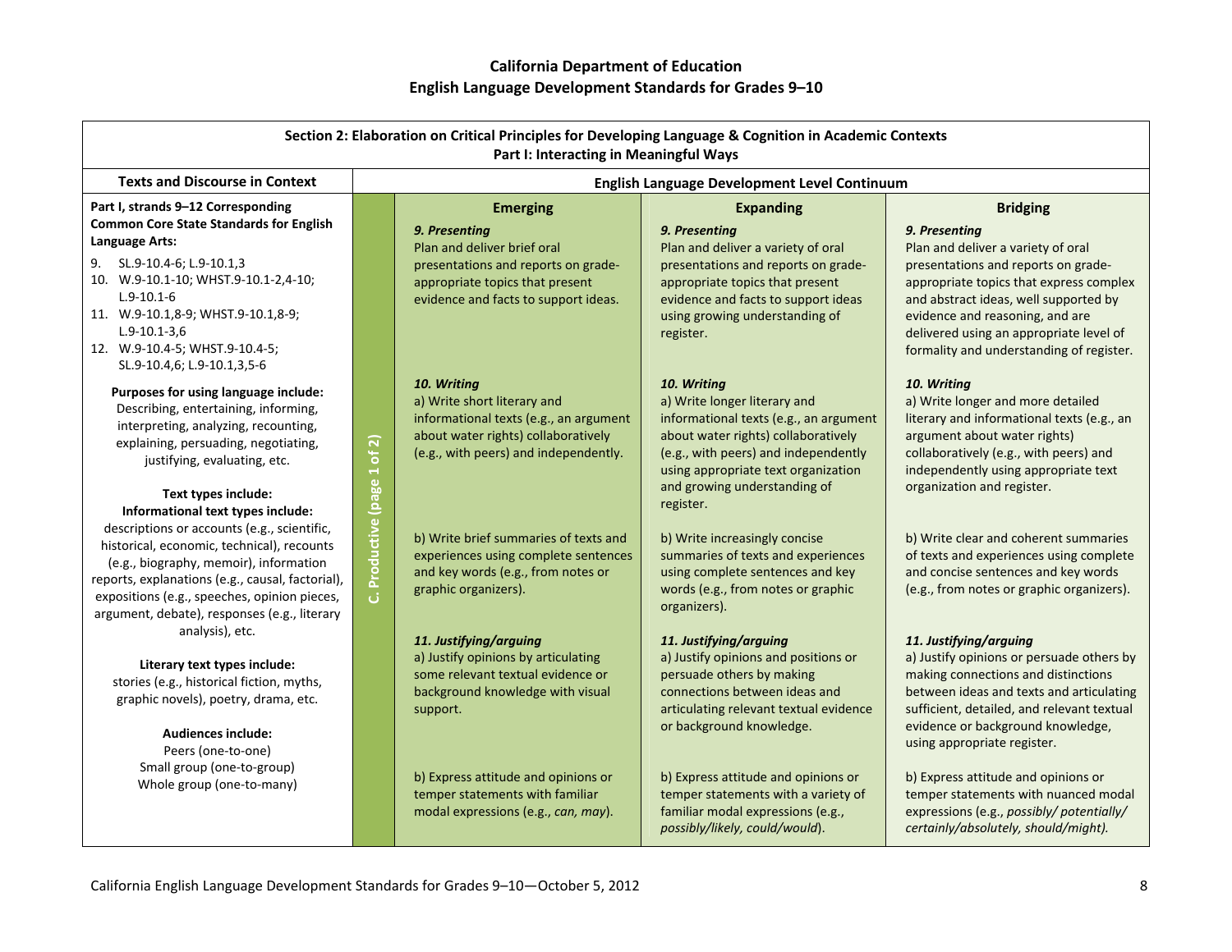**California Department of Education**
**English Language Development Standards for Grades 9–10**

**Section 2: Elaboration on Critical Principles for Developing Language & Cognition in Academic Contexts**
**Part I: Interacting in Meaningful Ways**

| Texts and Discourse in Context | | English Language Development Level Continuum | | |
|---|---|---|---|---|
| | | **Emerging** | **Expanding** | **Bridging** |
| **Part I, strands 9–12 Corresponding Common Core State Standards for English Language Arts:**<br>9. SL.9-10.4-6; L.9-10.1,3<br>10. W.9-10.1-10; WHST.9-10.1-2,4-10; L.9-10.1-6<br>11. W.9-10.1,8-9; WHST.9-10.1,8-9; L.9-10.1-3,6<br>12. W.9-10.4-5; WHST.9-10.4-5; SL.9-10.4,6; L.9-10.1,3,5-6 | C. Productive (page 1 of 2) | ***9. Presenting***<br>Plan and deliver brief oral presentations and reports on grade-appropriate topics that present evidence and facts to support ideas. | ***9. Presenting***<br>Plan and deliver a variety of oral presentations and reports on grade-appropriate topics that present evidence and facts to support ideas using growing understanding of register. | ***9. Presenting***<br>Plan and deliver a variety of oral presentations and reports on grade-appropriate topics that express complex and abstract ideas, well supported by evidence and reasoning, and are delivered using an appropriate level of formality and understanding of register. |
| **Purposes for using language include:**<br>Describing, entertaining, informing, interpreting, analyzing, recounting, explaining, persuading, negotiating, justifying, evaluating, etc. | | ***10. Writing***<br>a) Write short literary and informational texts (e.g., an argument about water rights) collaboratively (e.g., with peers) and independently. | ***10. Writing***<br>a) Write longer literary and informational texts (e.g., an argument about water rights) collaboratively (e.g., with peers) and independently using appropriate text organization and growing understanding of register. | ***10. Writing***<br>a) Write longer and more detailed literary and informational texts (e.g., an argument about water rights) collaboratively (e.g., with peers) and independently using appropriate text organization and register. |
| **Text types include:**<br>**Informational text types include:**<br>descriptions or accounts (e.g., scientific, historical, economic, technical), recounts (e.g., biography, memoir), information reports, explanations (e.g., causal, factorial), expositions (e.g., speeches, opinion pieces, argument, debate), responses (e.g., literary analysis), etc. | | b) Write brief summaries of texts and experiences using complete sentences and key words (e.g., from notes or graphic organizers). | b) Write increasingly concise summaries of texts and experiences using complete sentences and key words (e.g., from notes or graphic organizers). | b) Write clear and coherent summaries of texts and experiences using complete and concise sentences and key words (e.g., from notes or graphic organizers). |
| **Literary text types include:**<br>stories (e.g., historical fiction, myths, graphic novels), poetry, drama, etc. | | ***11. Justifying/arguing***<br>a) Justify opinions by articulating some relevant textual evidence or background knowledge with visual support. | ***11. Justifying/arguing***<br>a) Justify opinions and positions or persuade others by making connections between ideas and articulating relevant textual evidence or background knowledge. | ***11. Justifying/arguing***<br>a) Justify opinions or persuade others by making connections and distinctions between ideas and texts and articulating sufficient, detailed, and relevant textual evidence or background knowledge, using appropriate register. |
| **Audiences include:**<br>Peers (one-to-one)<br>Small group (one-to-group)<br>Whole group (one-to-many) | | b) Express attitude and opinions or temper statements with familiar modal expressions (e.g., *can, may*). | b) Express attitude and opinions or temper statements with a variety of familiar modal expressions (e.g., *possibly/likely, could/would*). | b) Express attitude and opinions or temper statements with nuanced modal expressions (e.g., *possibly/ potentially/ certainly/absolutely, should/might).* |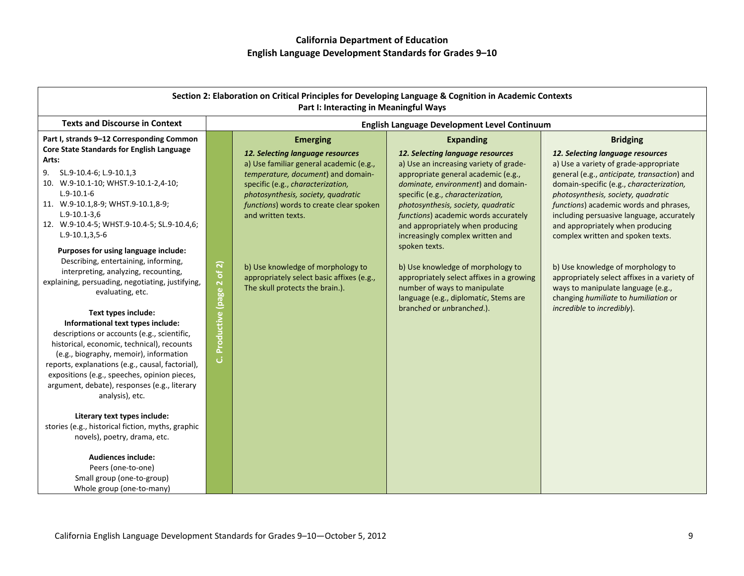**California Department of Education**
**English Language Development Standards for Grades 9–10**

| **Section 2: Elaboration on Critical Principles for Developing Language & Cognition in Academic Contexts**<br>**Part I: Interacting in Meaningful Ways** | | | | |
|---|---|---|---|---|
| **Texts and Discourse in Context** | **English Language Development Level Continuum** | | | |
| **Part I, strands 9–12 Corresponding Common Core State Standards for English Language Arts:**<br>9. SL.9-10.4-6; L.9-10.1,3<br>10. W.9-10.1-10; WHST.9-10.1-2,4-10; L.9-10.1-6<br>11. W.9-10.1,8-9; WHST.9-10.1,8-9; L.9-10.1-3,6<br>12. W.9-10.4-5; WHST.9-10.4-5; SL.9-10.4,6; L.9-10.1,3,5-6<br><br>**Purposes for using language include:**<br>Describing, entertaining, informing, interpreting, analyzing, recounting, explaining, persuading, negotiating, justifying, evaluating, etc.<br><br>**Text types include:**<br>**Informational text types include:**<br>descriptions or accounts (e.g., scientific, historical, economic, technical), recounts (e.g., biography, memoir), information reports, explanations (e.g., causal, factorial), expositions (e.g., speeches, opinion pieces, argument, debate), responses (e.g., literary analysis), etc.<br><br>**Literary text types include:**<br>stories (e.g., historical fiction, myths, graphic novels), poetry, drama, etc.<br><br>**Audiences include:**<br>Peers (one-to-one)<br>Small group (one-to-group)<br>Whole group (one-to-many) | **C. Productive (page 2 of 2)** | **Emerging**<br><br>***12. Selecting language resources***<br>a) Use familiar general academic (e.g., *temperature, document*) and domain-specific (e.g., *characterization, photosynthesis, society, quadratic functions*) words to create clear spoken and written texts.<br><br>b) Use knowledge of morphology to appropriately select basic affixes (e.g., The skull protects the brain.). | **Expanding**<br><br>***12. Selecting language resources***<br>a) Use an increasing variety of grade-appropriate general academic (e.g., *dominate, environment*) and domain-specific (e.g., *characterization, photosynthesis, society, quadratic functions*) academic words accurately and appropriately when producing increasingly complex written and spoken texts.<br><br>b) Use knowledge of morphology to appropriately select affixes in a growing number of ways to manipulate language (e.g., diplomat*ic*, Stems are branch*ed* or *un*branch*ed*.). | **Bridging**<br><br>***12. Selecting language resources***<br>a) Use a variety of grade-appropriate general (e.g., *anticipate, transaction*) and domain-specific (e.g., *characterization, photosynthesis, society, quadratic functions*) academic words and phrases, including persuasive language, accurately and appropriately when producing complex written and spoken texts.<br><br>b) Use knowledge of morphology to appropriately select affixes in a variety of ways to manipulate language (e.g., changing *humiliate* to *humiliation* or *incredible* to *incredibly*). |

California English Language Development Standards for Grades 9–10—October 5, 2012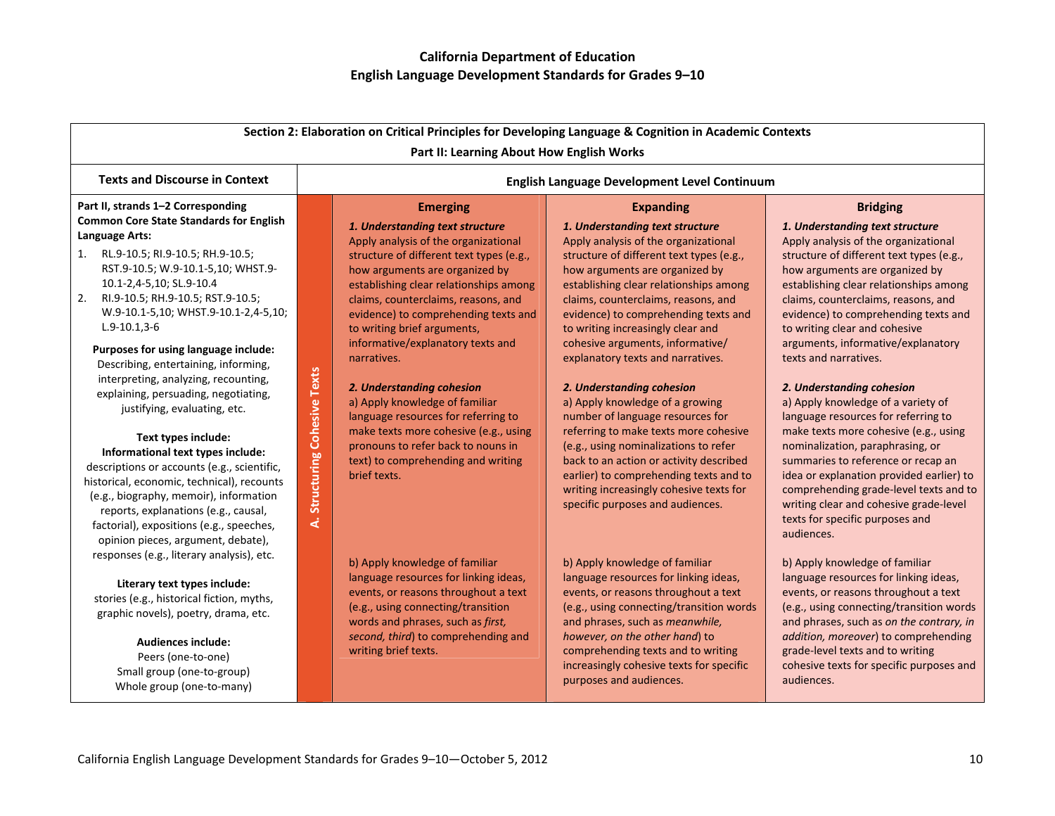# California Department of Education
## English Language Development Standards for Grades 9–10

| Section 2: Elaboration on Critical Principles for Developing Language & Cognition in Academic Contexts<br>Part II: Learning About How English Works | | | | |
|---|---|---|---|---|
| **Texts and Discourse in Context** | | **English Language Development Level Continuum** | | |
| | | **Emerging** | **Expanding** | **Bridging** |
| **Part II, strands 1–2 Corresponding Common Core State Standards for English Language Arts:**<br>1. RL.9-10.5; RI.9-10.5; RH.9-10.5; RST.9-10.5; W.9-10.1-5,10; WHST.9-10.1-2,4-5,10; SL.9-10.4<br>2. RI.9-10.5; RH.9-10.5; RST.9-10.5; W.9-10.1-5,10; WHST.9-10.1-2,4-5,10; L.9-10.1,3-6<br><br>**Purposes for using language include:** Describing, entertaining, informing, interpreting, analyzing, recounting, explaining, persuading, negotiating, justifying, evaluating, etc.<br><br>**Text types include:**<br>**Informational text types include:** descriptions or accounts (e.g., scientific, historical, economic, technical), recounts (e.g., biography, memoir), information reports, explanations (e.g., causal, factorial), expositions (e.g., speeches, opinion pieces, argument, debate), responses (e.g., literary analysis), etc.<br><br>**Literary text types include:** stories (e.g., historical fiction, myths, graphic novels), poetry, drama, etc.<br><br>**Audiences include:**<br>Peers (one-to-one)<br>Small group (one-to-group)<br>Whole group (one-to-many) | **A. Structuring Cohesive Texts** | ***1. Understanding text structure***<br>Apply analysis of the organizational structure of different text types (e.g., how arguments are organized by establishing clear relationships among claims, counterclaims, reasons, and evidence) to comprehending texts and to writing brief arguments, informative/explanatory texts and narratives. | ***1. Understanding text structure***<br>Apply analysis of the organizational structure of different text types (e.g., how arguments are organized by establishing clear relationships among claims, counterclaims, reasons, and evidence) to comprehending texts and to writing increasingly clear and cohesive arguments, informative/ explanatory texts and narratives. | ***1. Understanding text structure***<br>Apply analysis of the organizational structure of different text types (e.g., how arguments are organized by establishing clear relationships among claims, counterclaims, reasons, and evidence) to comprehending texts and to writing clear and cohesive arguments, informative/explanatory texts and narratives. |
| | | ***2. Understanding cohesion***<br>a) Apply knowledge of familiar language resources for referring to make texts more cohesive (e.g., using pronouns to refer back to nouns in text) to comprehending and writing brief texts. | ***2. Understanding cohesion***<br>a) Apply knowledge of a growing number of language resources for referring to make texts more cohesive (e.g., using nominalizations to refer back to an action or activity described earlier) to comprehending texts and to writing increasingly cohesive texts for specific purposes and audiences. | ***2. Understanding cohesion***<br>a) Apply knowledge of a variety of language resources for referring to make texts more cohesive (e.g., using nominalization, paraphrasing, or summaries to reference or recap an idea or explanation provided earlier) to comprehending grade-level texts and to writing clear and cohesive grade-level texts for specific purposes and audiences. |
| | | b) Apply knowledge of familiar language resources for linking ideas, events, or reasons throughout a text (e.g., using connecting/transition words and phrases, such as *first, second, third*) to comprehending and writing brief texts. | b) Apply knowledge of familiar language resources for linking ideas, events, or reasons throughout a text (e.g., using connecting/transition words and phrases, such as *meanwhile, however, on the other hand*) to comprehending texts and to writing increasingly cohesive texts for specific purposes and audiences. | b) Apply knowledge of familiar language resources for linking ideas, events, or reasons throughout a text (e.g., using connecting/transition words and phrases, such as *on the contrary, in addition, moreover*) to comprehending grade-level texts and to writing cohesive texts for specific purposes and audiences. |

California English Language Development Standards for Grades 9–10—October 5, 2012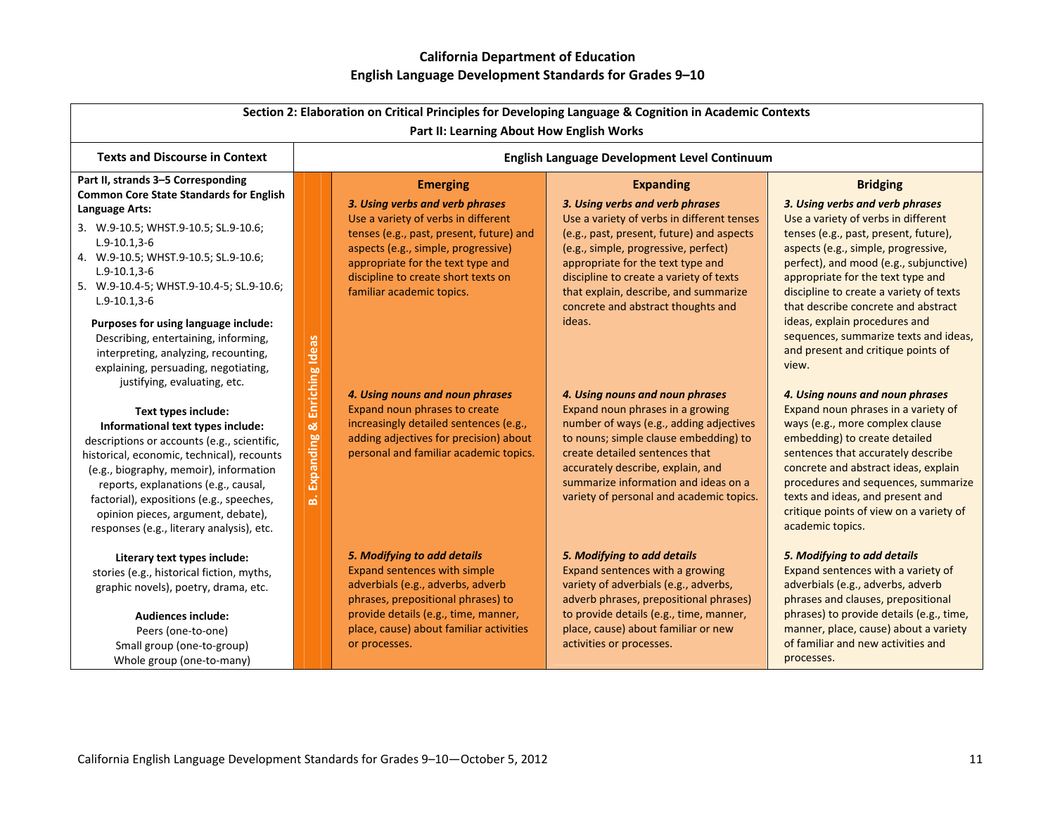# California Department of Education
## English Language Development Standards for Grades 9–10

**Section 2: Elaboration on Critical Principles for Developing Language & Cognition in Academic Contexts**
**Part II: Learning About How English Works**

| Texts and Discourse in Context | | English Language Development Level Continuum | | |
|---|---|---|---|---|
| | | **Emerging** | **Expanding** | **Bridging** |
| **Part II, strands 3–5 Corresponding Common Core State Standards for English Language Arts:**<br>3. W.9-10.5; WHST.9-10.5; SL.9-10.6; L.9-10.1,3-6<br>4. W.9-10.5; WHST.9-10.5; SL.9-10.6; L.9-10.1,3-6<br>5. W.9-10.4-5; WHST.9-10.4-5; SL.9-10.6; L.9-10.1,3-6<br><br>**Purposes for using language include:**<br>Describing, entertaining, informing, interpreting, analyzing, recounting, explaining, persuading, negotiating, justifying, evaluating, etc. | **B. Expanding & Enriching Ideas** | ***3. Using verbs and verb phrases***<br>Use a variety of verbs in different tenses (e.g., past, present, future) and aspects (e.g., simple, progressive) appropriate for the text type and discipline to create short texts on familiar academic topics. | ***3. Using verbs and verb phrases***<br>Use a variety of verbs in different tenses (e.g., past, present, future) and aspects (e.g., simple, progressive, perfect) appropriate for the text type and discipline to create a variety of texts that explain, describe, and summarize concrete and abstract thoughts and ideas. | ***3. Using verbs and verb phrases***<br>Use a variety of verbs in different tenses (e.g., past, present, future), aspects (e.g., simple, progressive, perfect), and mood (e.g., subjunctive) appropriate for the text type and discipline to create a variety of texts that describe concrete and abstract ideas, explain procedures and sequences, summarize texts and ideas, and present and critique points of view. |
| **Text types include:**<br>**Informational text types include:**<br>descriptions or accounts (e.g., scientific, historical, economic, technical), recounts (e.g., biography, memoir), information reports, explanations (e.g., causal, factorial), expositions (e.g., speeches, opinion pieces, argument, debate), responses (e.g., literary analysis), etc. | | ***4. Using nouns and noun phrases***<br>Expand noun phrases to create increasingly detailed sentences (e.g., adding adjectives for precision) about personal and familiar academic topics. | ***4. Using nouns and noun phrases***<br>Expand noun phrases in a growing number of ways (e.g., adding adjectives to nouns; simple clause embedding) to create detailed sentences that accurately describe, explain, and summarize information and ideas on a variety of personal and academic topics. | ***4. Using nouns and noun phrases***<br>Expand noun phrases in a variety of ways (e.g., more complex clause embedding) to create detailed sentences that accurately describe concrete and abstract ideas, explain procedures and sequences, summarize texts and ideas, and present and critique points of view on a variety of academic topics. |
| **Literary text types include:**<br>stories (e.g., historical fiction, myths, graphic novels), poetry, drama, etc.<br><br>**Audiences include:**<br>Peers (one-to-one)<br>Small group (one-to-group)<br>Whole group (one-to-many) | | ***5. Modifying to add details***<br>Expand sentences with simple adverbials (e.g., adverbs, adverb phrases, prepositional phrases) to provide details (e.g., time, manner, place, cause) about familiar activities or processes. | ***5. Modifying to add details***<br>Expand sentences with a growing variety of adverbials (e.g., adverbs, adverb phrases, prepositional phrases) to provide details (e.g., time, manner, place, cause) about familiar or new activities or processes. | ***5. Modifying to add details***<br>Expand sentences with a variety of adverbials (e.g., adverbs, adverb phrases and clauses, prepositional phrases) to provide details (e.g., time, manner, place, cause) about a variety of familiar and new activities and processes. |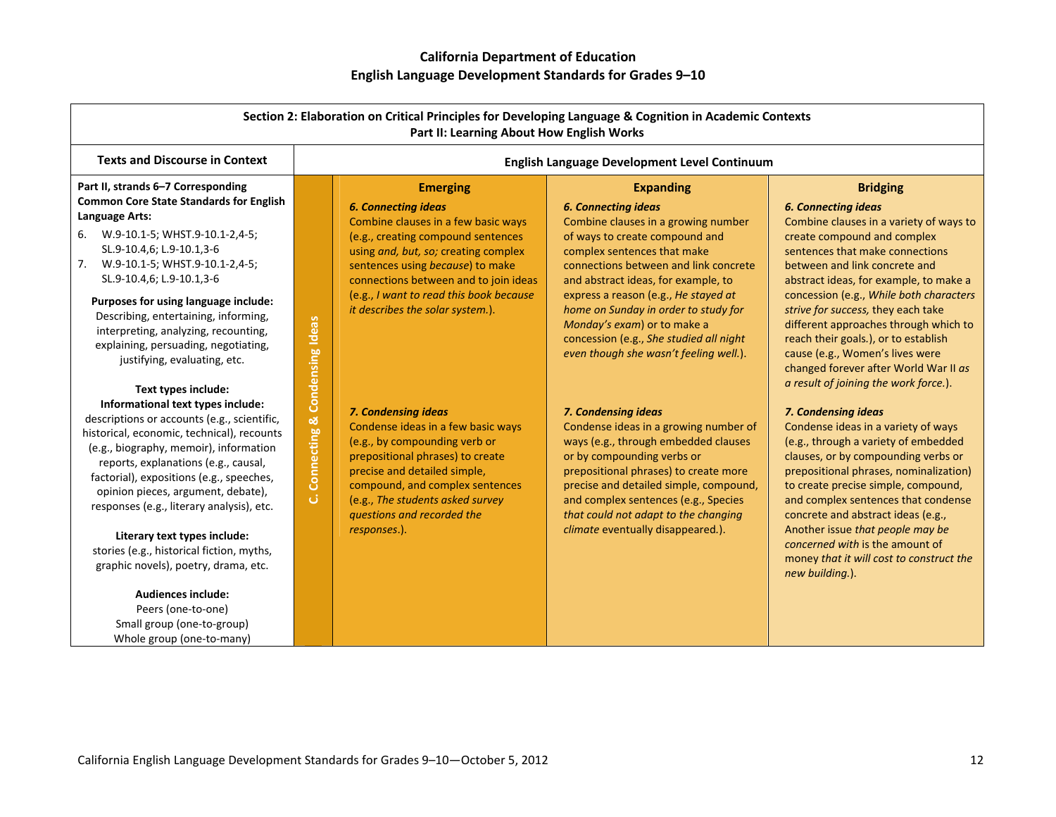**California Department of Education**
**English Language Development Standards for Grades 9–10**

**Section 2: Elaboration on Critical Principles for Developing Language & Cognition in Academic Contexts**
**Part II: Learning About How English Works**

| Texts and Discourse in Context | | English Language Development Level Continuum | | |
|---|---|---|---|---|
| | | **Emerging** | **Expanding** | **Bridging** |
| **Part II, strands 6–7 Corresponding Common Core State Standards for English Language Arts:**<br>6. W.9-10.1-5; WHST.9-10.1-2,4-5; SL.9-10.4,6; L.9-10.1,3-6<br>7. W.9-10.1-5; WHST.9-10.1-2,4-5; SL.9-10.4,6; L.9-10.1,3-6<br><br>**Purposes for using language include:** Describing, entertaining, informing, interpreting, analyzing, recounting, explaining, persuading, negotiating, justifying, evaluating, etc.<br><br>**Text types include:**<br>**Informational text types include:** descriptions or accounts (e.g., scientific, historical, economic, technical), recounts (e.g., biography, memoir), information reports, explanations (e.g., causal, factorial), expositions (e.g., speeches, opinion pieces, argument, debate), responses (e.g., literary analysis), etc.<br><br>**Literary text types include:** stories (e.g., historical fiction, myths, graphic novels), poetry, drama, etc.<br><br>**Audiences include:**<br>Peers (one-to-one)<br>Small group (one-to-group)<br>Whole group (one-to-many) | **C. Connecting & Condensing Ideas** | ***6. Connecting ideas***<br>Combine clauses in a few basic ways (e.g., creating compound sentences using *and, but, so;* creating complex sentences using *because*) to make connections between and to join ideas (e.g., *I want to read this book because it describes the solar system.*). | ***6. Connecting ideas***<br>Combine clauses in a growing number of ways to create compound and complex sentences that make connections between and link concrete and abstract ideas, for example, to express a reason (e.g., *He stayed at home on Sunday in order to study for Monday's exam*) or to make a concession (e.g., *She studied all night even though she wasn't feeling well.*). | ***6. Connecting ideas***<br>Combine clauses in a variety of ways to create compound and complex sentences that make connections between and link concrete and abstract ideas, for example, to make a concession (e.g., *While both characters strive for success,* they each take different approaches through which to reach their goals.), or to establish cause (e.g., Women's lives were changed forever after World War II *as a result of joining the work force.*). |
| | | ***7. Condensing ideas***<br>Condense ideas in a few basic ways (e.g., by compounding verb or prepositional phrases) to create precise and detailed simple, compound, and complex sentences (e.g., *The students asked survey questions and recorded the responses.*). | ***7. Condensing ideas***<br>Condense ideas in a growing number of ways (e.g., through embedded clauses or by compounding verbs or prepositional phrases) to create more precise and detailed simple, compound, and complex sentences (e.g., Species *that could not adapt to the changing climate* eventually disappeared.). | ***7. Condensing ideas***<br>Condense ideas in a variety of ways (e.g., through a variety of embedded clauses, or by compounding verbs or prepositional phrases, nominalization) to create precise simple, compound, and complex sentences that condense concrete and abstract ideas (e.g., Another issue *that people may be concerned with* is the amount of money *that it will cost to construct the new building.*). |

California English Language Development Standards for Grades 9–10—October 5, 2012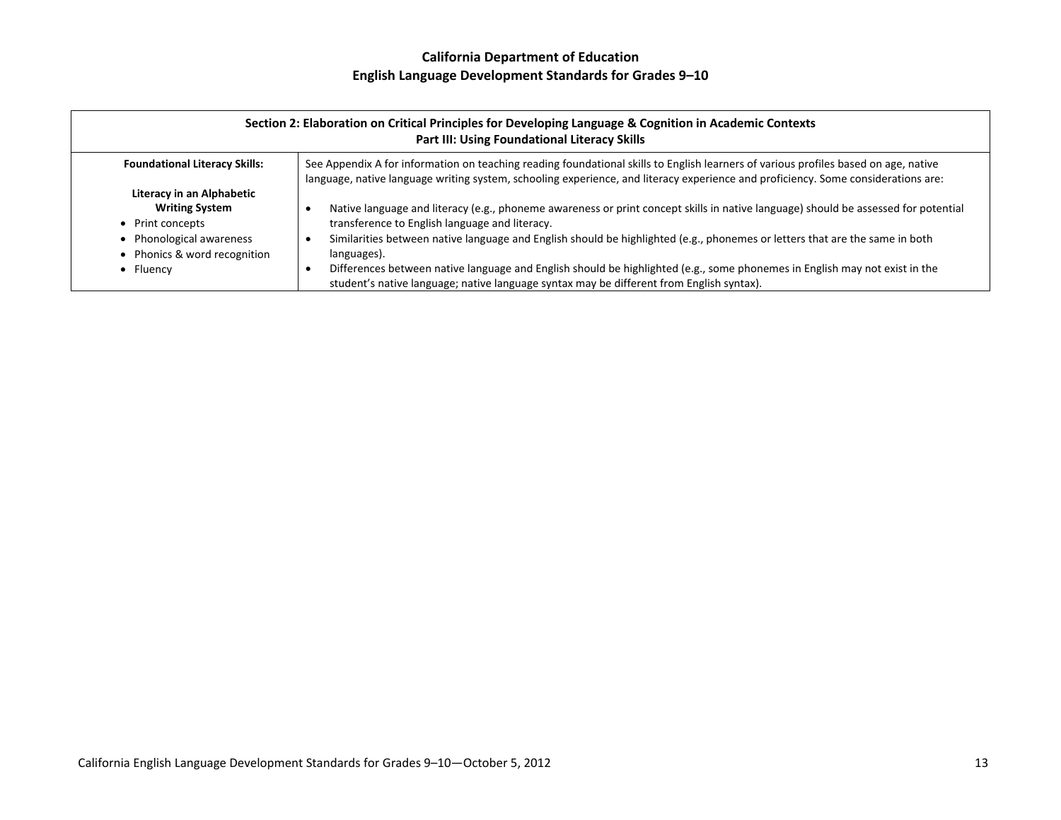# California Department of Education
# English Language Development Standards for Grades 9–10

| Section 2: Elaboration on Critical Principles for Developing Language & Cognition in Academic Contexts<br>Part III: Using Foundational Literacy Skills | |
|---|---|
| **Foundational Literacy Skills:**<br><br>**Literacy in an Alphabetic Writing System**<br>• Print concepts<br>• Phonological awareness<br>• Phonics & word recognition<br>• Fluency | See Appendix A for information on teaching reading foundational skills to English learners of various profiles based on age, native language, native language writing system, schooling experience, and literacy experience and proficiency. Some considerations are:<br><br>• Native language and literacy (e.g., phoneme awareness or print concept skills in native language) should be assessed for potential transference to English language and literacy.<br>• Similarities between native language and English should be highlighted (e.g., phonemes or letters that are the same in both languages).<br>• Differences between native language and English should be highlighted (e.g., some phonemes in English may not exist in the student's native language; native language syntax may be different from English syntax). |